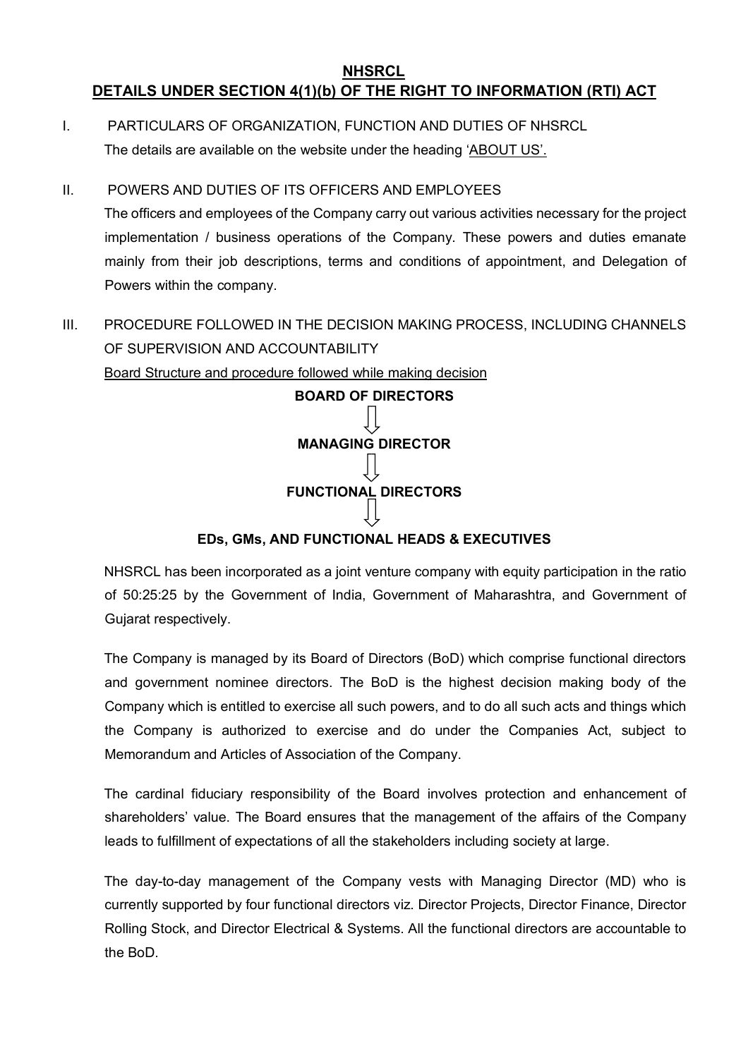# NHSRCL

## DETAILS UNDER SECTION 4(1)(b) OF THE RIGHT TO INFORMATION (RTI) ACT

I. PARTICULARS OF ORGANIZATION, FUNCTION AND DUTIES OF NHSRCL

The details are available on the website under the heading 'ABOUT US'.

II. POWERS AND DUTIES OF ITS OFFICERS AND EMPLOYEES

The officers and employees of the Company carry out various activities necessary for the project implementation / business operations of the Company. These powers and duties emanate mainly from their job descriptions, terms and conditions of appointment, and Delegation of Powers within the company.

III. PROCEDURE FOLLOWED IN THE DECISION MAKING PROCESS, INCLUDING CHANNELS OF SUPERVISION AND ACCOUNTABILITY

Board Structure and procedure followed while making decision

**BOARD OF DIRECTORS**

⇓

**MANAGING DIRECTOR**

⇓

**FUNCTIONAL DIRECTORS**

⇓

**EDs, GMs, AND FUNCTIONAL HEADS & EXECUTIVES**

NHSRCL has been incorporated as a joint venture company with equity participation in the ratio of 50:25:25 by the Government of India, Government of Maharashtra, and Government of Gujarat respectively.

The Company is managed by its Board of Directors (BoD) which comprise functional directors and government nominee directors. The BoD is the highest decision making body of the Company which is entitled to exercise all such powers, and to do all such acts and things which the Company is authorized to exercise and do under the Companies Act, subject to Memorandum and Articles of Association of the Company.

The cardinal fiduciary responsibility of the Board involves protection and enhancement of shareholders' value. The Board ensures that the management of the affairs of the Company leads to fulfillment of expectations of all the stakeholders including society at large.

The day-to-day management of the Company vests with Managing Director (MD) who is currently supported by four functional directors viz. Director Projects, Director Finance, Director Rolling Stock, and Director Electrical & Systems. All the functional directors are accountable to the BoD.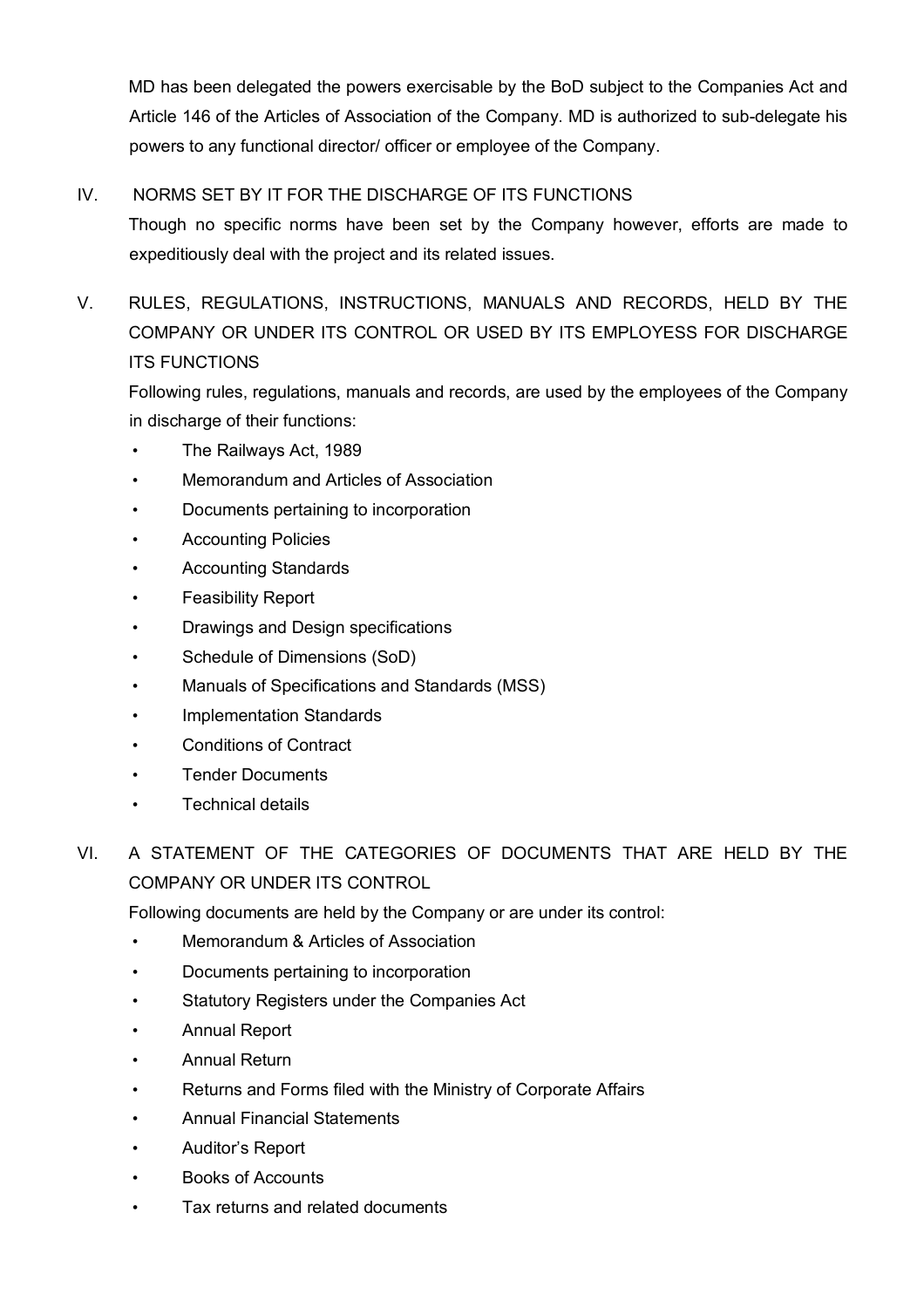MD has been delegated the powers exercisable by the BoD subject to the Companies Act and Article 146 of the Articles of Association of the Company. MD is authorized to sub-delegate his powers to any functional director/ officer or employee of the Company.

## IV. NORMS SET BY IT FOR THE DISCHARGE OF ITS FUNCTIONS

Though no specific norms have been set by the Company however, efforts are made to expeditiously deal with the project and its related issues.

## V. RULES, REGULATIONS, INSTRUCTIONS, MANUALS AND RECORDS, HELD BY THE COMPANY OR UNDER ITS CONTROL OR USED BY ITS EMPLOYESS FOR DISCHARGE ITS FUNCTIONS

Following rules, regulations, manuals and records, are used by the employees of the Company in discharge of their functions:

- The Railways Act, 1989
- Memorandum and Articles of Association
- Documents pertaining to incorporation
- Accounting Policies
- Accounting Standards
- Feasibility Report
- Drawings and Design specifications
- Schedule of Dimensions (SoD)
- Manuals of Specifications and Standards (MSS)
- Implementation Standards
- Conditions of Contract
- Tender Documents
- Technical details

## VI. A STATEMENT OF THE CATEGORIES OF DOCUMENTS THAT ARE HELD BY THE COMPANY OR UNDER ITS CONTROL

Following documents are held by the Company or are under its control:

- Memorandum & Articles of Association
- Documents pertaining to incorporation
- Statutory Registers under the Companies Act
- Annual Report
- Annual Return
- Returns and Forms filed with the Ministry of Corporate Affairs
- Annual Financial Statements
- Auditor's Report
- Books of Accounts
- Tax returns and related documents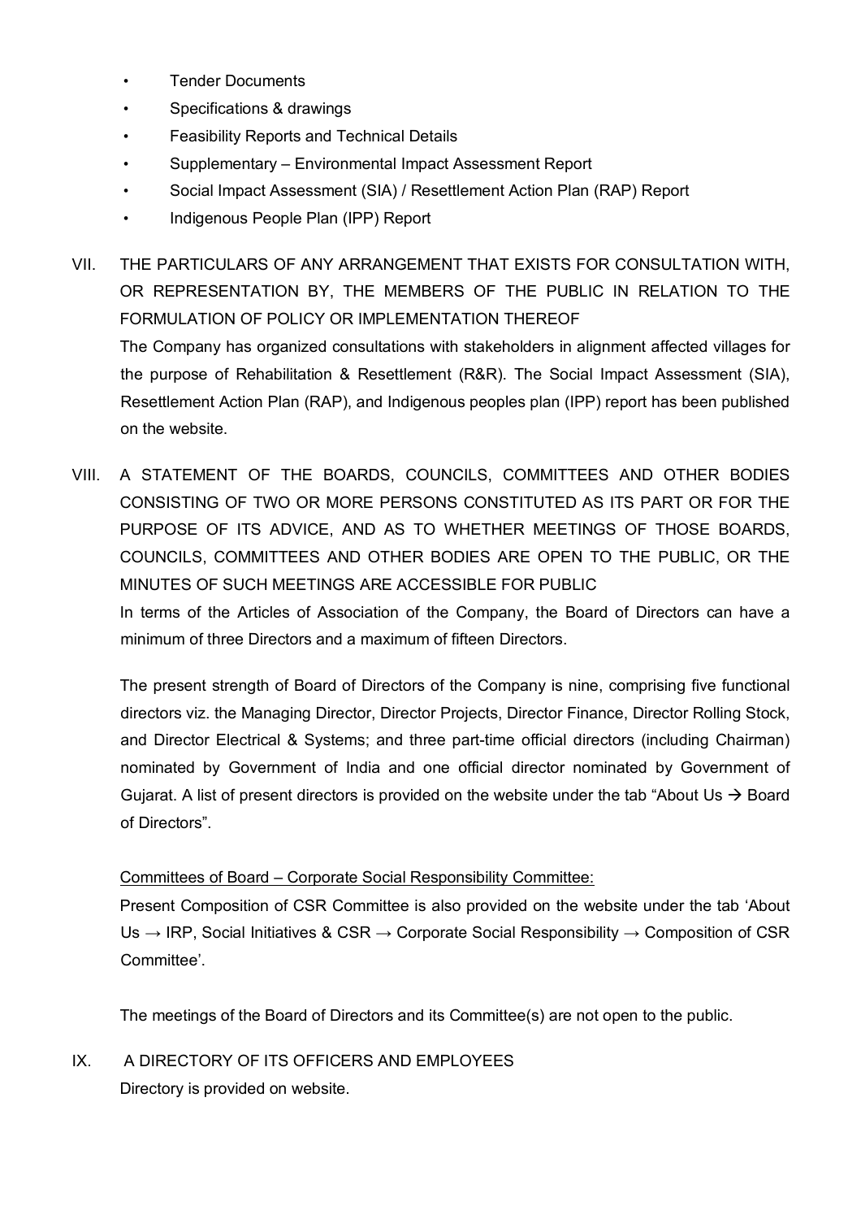- Tender Documents
- Specifications & drawings
- Feasibility Reports and Technical Details
- Supplementary – Environmental Impact Assessment Report
- Social Impact Assessment (SIA) / Resettlement Action Plan (RAP) Report
- Indigenous People Plan (IPP) Report

VII. THE PARTICULARS OF ANY ARRANGEMENT THAT EXISTS FOR CONSULTATION WITH, OR REPRESENTATION BY, THE MEMBERS OF THE PUBLIC IN RELATION TO THE FORMULATION OF POLICY OR IMPLEMENTATION THEREOF

The Company has organized consultations with stakeholders in alignment affected villages for the purpose of Rehabilitation & Resettlement (R&R). The Social Impact Assessment (SIA), Resettlement Action Plan (RAP), and Indigenous peoples plan (IPP) report has been published on the website.

VIII. A STATEMENT OF THE BOARDS, COUNCILS, COMMITTEES AND OTHER BODIES CONSISTING OF TWO OR MORE PERSONS CONSTITUTED AS ITS PART OR FOR THE PURPOSE OF ITS ADVICE, AND AS TO WHETHER MEETINGS OF THOSE BOARDS, COUNCILS, COMMITTEES AND OTHER BODIES ARE OPEN TO THE PUBLIC, OR THE MINUTES OF SUCH MEETINGS ARE ACCESSIBLE FOR PUBLIC

In terms of the Articles of Association of the Company, the Board of Directors can have a minimum of three Directors and a maximum of fifteen Directors.

The present strength of Board of Directors of the Company is nine, comprising five functional directors viz. the Managing Director, Director Projects, Director Finance, Director Rolling Stock, and Director Electrical & Systems; and three part-time official directors (including Chairman) nominated by Government of India and one official director nominated by Government of Gujarat. A list of present directors is provided on the website under the tab "About Us → Board of Directors".

Committees of Board – Corporate Social Responsibility Committee:

Present Composition of CSR Committee is also provided on the website under the tab 'About Us → IRP, Social Initiatives & CSR → Corporate Social Responsibility → Composition of CSR Committee'.

The meetings of the Board of Directors and its Committee(s) are not open to the public.

IX. A DIRECTORY OF ITS OFFICERS AND EMPLOYEES

Directory is provided on website.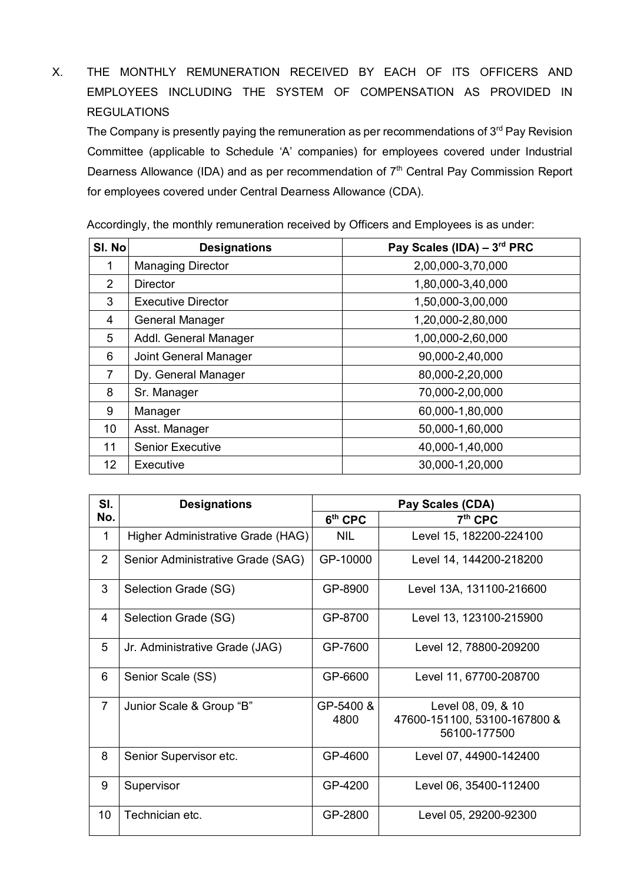## X. THE MONTHLY REMUNERATION RECEIVED BY EACH OF ITS OFFICERS AND EMPLOYEES INCLUDING THE SYSTEM OF COMPENSATION AS PROVIDED IN REGULATIONS

The Company is presently paying the remuneration as per recommendations of 3rd Pay Revision Committee (applicable to Schedule 'A' companies) for employees covered under Industrial Dearness Allowance (IDA) and as per recommendation of 7th Central Pay Commission Report for employees covered under Central Dearness Allowance (CDA).

Accordingly, the monthly remuneration received by Officers and Employees is as under:

| Sl. No | Designations | Pay Scales (IDA) – 3rd PRC |
|---|---|---|
| 1 | Managing Director | 2,00,000-3,70,000 |
| 2 | Director | 1,80,000-3,40,000 |
| 3 | Executive Director | 1,50,000-3,00,000 |
| 4 | General Manager | 1,20,000-2,80,000 |
| 5 | Addl. General Manager | 1,00,000-2,60,000 |
| 6 | Joint General Manager | 90,000-2,40,000 |
| 7 | Dy. General Manager | 80,000-2,20,000 |
| 8 | Sr. Manager | 70,000-2,00,000 |
| 9 | Manager | 60,000-1,80,000 |
| 10 | Asst. Manager | 50,000-1,60,000 |
| 11 | Senior Executive | 40,000-1,40,000 |
| 12 | Executive | 30,000-1,20,000 |

| Sl. No. | Designations | Pay Scales (CDA) | |
|---|---|---|---|
| | | 6th CPC | 7th CPC |
| 1 | Higher Administrative Grade (HAG) | NIL | Level 15, 182200-224100 |
| 2 | Senior Administrative Grade (SAG) | GP-10000 | Level 14, 144200-218200 |
| 3 | Selection Grade (SG) | GP-8900 | Level 13A, 131100-216600 |
| 4 | Selection Grade (SG) | GP-8700 | Level 13, 123100-215900 |
| 5 | Jr. Administrative Grade (JAG) | GP-7600 | Level 12, 78800-209200 |
| 6 | Senior Scale (SS) | GP-6600 | Level 11, 67700-208700 |
| 7 | Junior Scale & Group "B" | GP-5400 & 4800 | Level 08, 09, & 10 47600-151100, 53100-167800 & 56100-177500 |
| 8 | Senior Supervisor etc. | GP-4600 | Level 07, 44900-142400 |
| 9 | Supervisor | GP-4200 | Level 06, 35400-112400 |
| 10 | Technician etc. | GP-2800 | Level 05, 29200-92300 |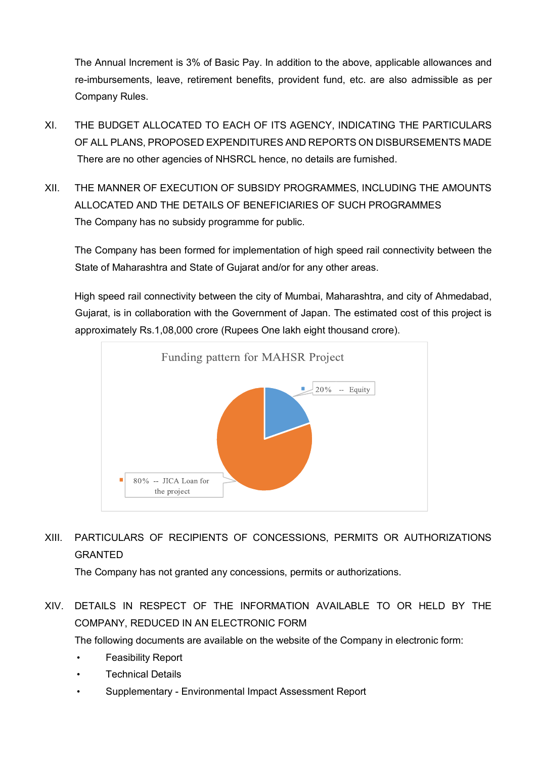The Annual Increment is 3% of Basic Pay. In addition to the above, applicable allowances and re-imbursements, leave, retirement benefits, provident fund, etc. are also admissible as per Company Rules.

XI. THE BUDGET ALLOCATED TO EACH OF ITS AGENCY, INDICATING THE PARTICULARS OF ALL PLANS, PROPOSED EXPENDITURES AND REPORTS ON DISBURSEMENTS MADE

There are no other agencies of NHSRCL hence, no details are furnished.

XII. THE MANNER OF EXECUTION OF SUBSIDY PROGRAMMES, INCLUDING THE AMOUNTS ALLOCATED AND THE DETAILS OF BENEFICIARIES OF SUCH PROGRAMMES

The Company has no subsidy programme for public.

The Company has been formed for implementation of high speed rail connectivity between the State of Maharashtra and State of Gujarat and/or for any other areas.

High speed rail connectivity between the city of Mumbai, Maharashtra, and city of Ahmedabad, Gujarat, is in collaboration with the Government of Japan. The estimated cost of this project is approximately Rs.1,08,000 crore (Rupees One lakh eight thousand crore).

Funding pattern for MAHSR Project

- 20% -- Equity
- 80% -- JICA Loan for the project

XIII. PARTICULARS OF RECIPIENTS OF CONCESSIONS, PERMITS OR AUTHORIZATIONS GRANTED

The Company has not granted any concessions, permits or authorizations.

XIV. DETAILS IN RESPECT OF THE INFORMATION AVAILABLE TO OR HELD BY THE COMPANY, REDUCED IN AN ELECTRONIC FORM

The following documents are available on the website of the Company in electronic form:

- Feasibility Report
- Technical Details
- Supplementary - Environmental Impact Assessment Report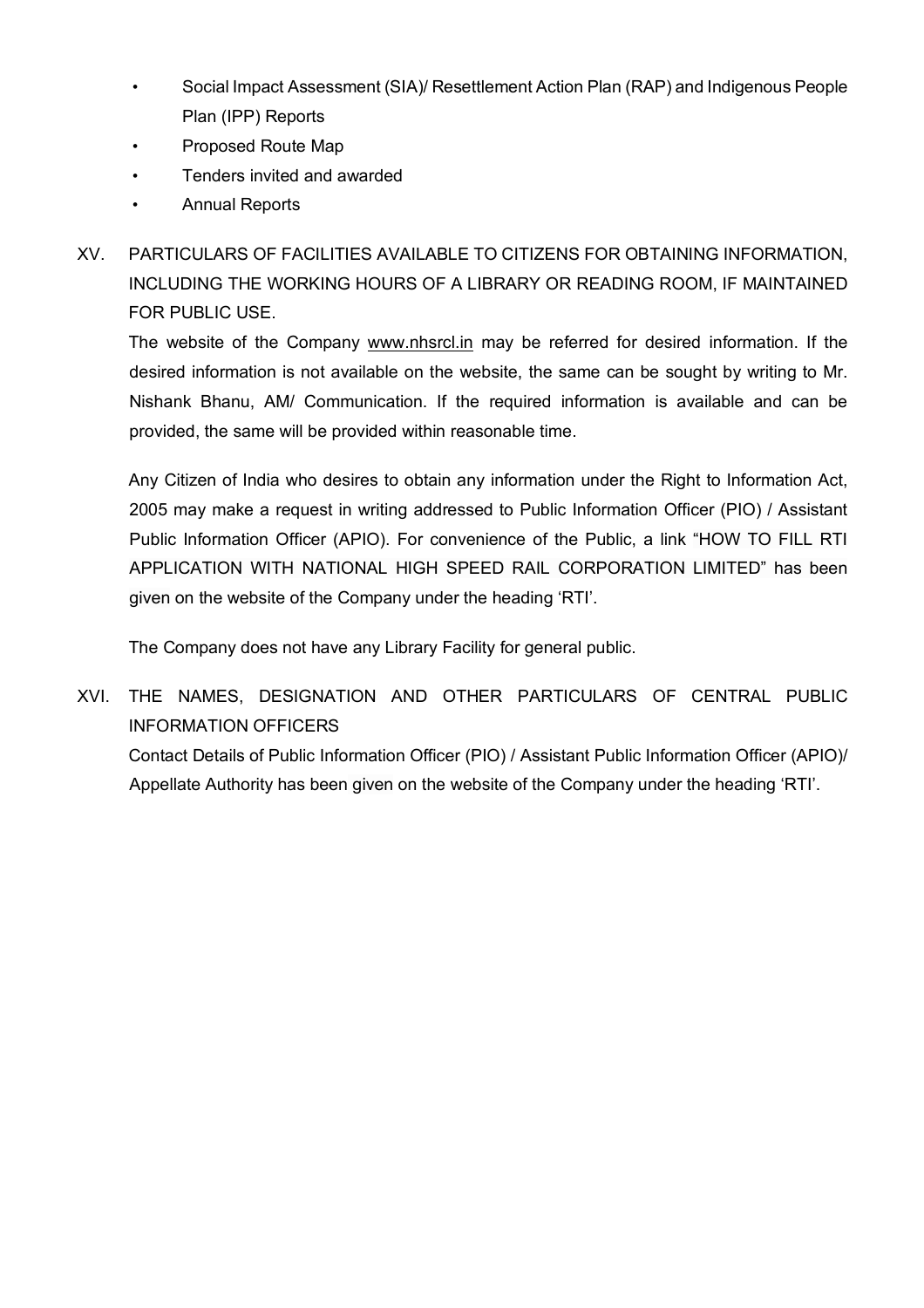- Social Impact Assessment (SIA)/ Resettlement Action Plan (RAP) and Indigenous People Plan (IPP) Reports
- Proposed Route Map
- Tenders invited and awarded
- Annual Reports

## XV. PARTICULARS OF FACILITIES AVAILABLE TO CITIZENS FOR OBTAINING INFORMATION, INCLUDING THE WORKING HOURS OF A LIBRARY OR READING ROOM, IF MAINTAINED FOR PUBLIC USE.

The website of the Company www.nhsrcl.in may be referred for desired information. If the desired information is not available on the website, the same can be sought by writing to Mr. Nishank Bhanu, AM/ Communication. If the required information is available and can be provided, the same will be provided within reasonable time.

Any Citizen of India who desires to obtain any information under the Right to Information Act, 2005 may make a request in writing addressed to Public Information Officer (PIO) / Assistant Public Information Officer (APIO). For convenience of the Public, a link "HOW TO FILL RTI APPLICATION WITH NATIONAL HIGH SPEED RAIL CORPORATION LIMITED" has been given on the website of the Company under the heading 'RTI'.

The Company does not have any Library Facility for general public.

## XVI. THE NAMES, DESIGNATION AND OTHER PARTICULARS OF CENTRAL PUBLIC INFORMATION OFFICERS

Contact Details of Public Information Officer (PIO) / Assistant Public Information Officer (APIO)/ Appellate Authority has been given on the website of the Company under the heading 'RTI'.